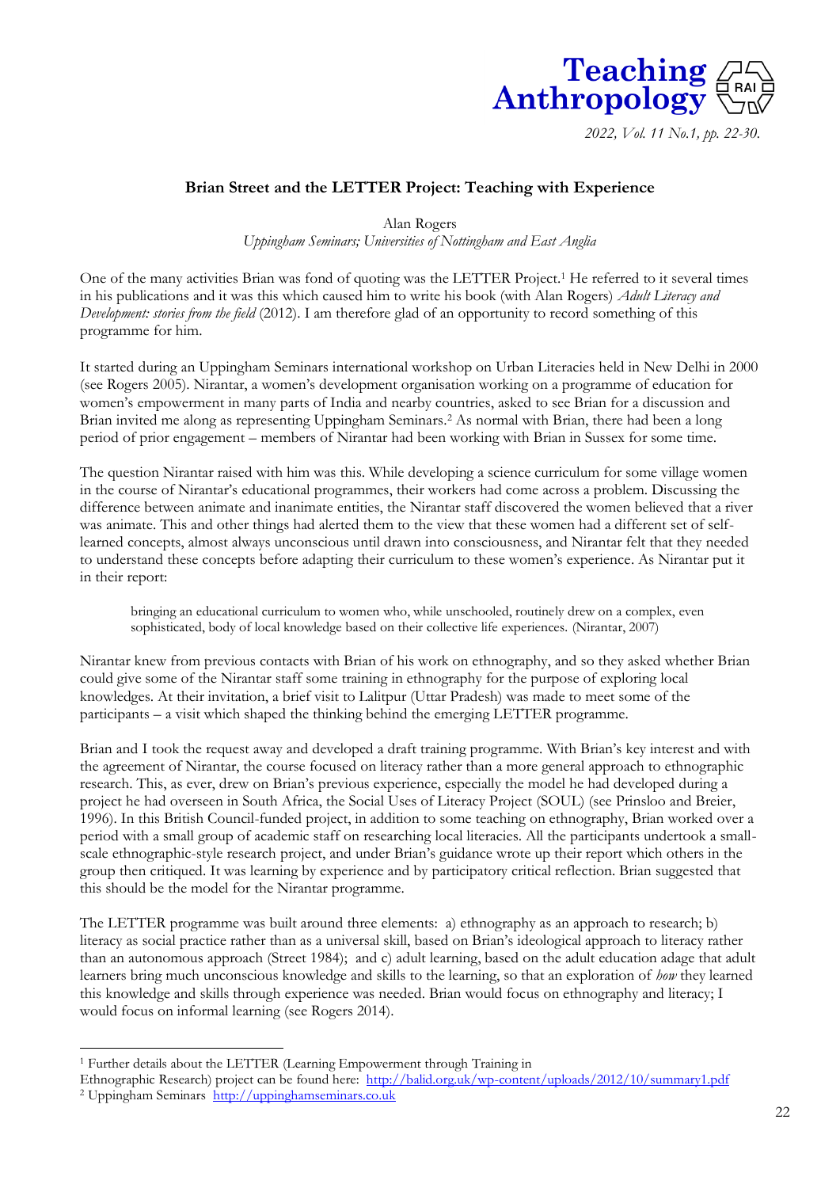# Brian Street and the LETTER Project: Teaching with Experience

Alan Rogers

*Uppingham Seminars; Universities of Nottingham and East Anglia*

One of the many activities Brian was fond of quoting was the LETTER Project.[1] He referred to it several times in his publications and it was this which caused him to write his book (with Alan Rogers) *Adult Literacy and Development: stories from the field* (2012). I am therefore glad of an opportunity to record something of this programme for him.

It started during an Uppingham Seminars international workshop on Urban Literacies held in New Delhi in 2000 (see Rogers 2005). Nirantar, a women's development organisation working on a programme of education for women's empowerment in many parts of India and nearby countries, asked to see Brian for a discussion and Brian invited me along as representing Uppingham Seminars.[2] As normal with Brian, there had been a long period of prior engagement – members of Nirantar had been working with Brian in Sussex for some time.

The question Nirantar raised with him was this. While developing a science curriculum for some village women in the course of Nirantar's educational programmes, their workers had come across a problem. Discussing the difference between animate and inanimate entities, the Nirantar staff discovered the women believed that a river was animate. This and other things had alerted them to the view that these women had a different set of self-learned concepts, almost always unconscious until drawn into consciousness, and Nirantar felt that they needed to understand these concepts before adapting their curriculum to these women's experience. As Nirantar put it in their report:

> bringing an educational curriculum to women who, while unschooled, routinely drew on a complex, even sophisticated, body of local knowledge based on their collective life experiences. (Nirantar, 2007)

Nirantar knew from previous contacts with Brian of his work on ethnography, and so they asked whether Brian could give some of the Nirantar staff some training in ethnography for the purpose of exploring local knowledges. At their invitation, a brief visit to Lalitpur (Uttar Pradesh) was made to meet some of the participants – a visit which shaped the thinking behind the emerging LETTER programme.

Brian and I took the request away and developed a draft training programme. With Brian's key interest and with the agreement of Nirantar, the course focused on literacy rather than a more general approach to ethnographic research. This, as ever, drew on Brian's previous experience, especially the model he had developed during a project he had overseen in South Africa, the Social Uses of Literacy Project (SOUL) (see Prinsloo and Breier, 1996). In this British Council-funded project, in addition to some teaching on ethnography, Brian worked over a period with a small group of academic staff on researching local literacies. All the participants undertook a small-scale ethnographic-style research project, and under Brian's guidance wrote up their report which others in the group then critiqued. It was learning by experience and by participatory critical reflection. Brian suggested that this should be the model for the Nirantar programme.

The LETTER programme was built around three elements: a) ethnography as an approach to research; b) literacy as social practice rather than as a universal skill, based on Brian's ideological approach to literacy rather than an autonomous approach (Street 1984); and c) adult learning, based on the adult education adage that adult learners bring much unconscious knowledge and skills to the learning, so that an exploration of *how* they learned this knowledge and skills through experience was needed. Brian would focus on ethnography and literacy; I would focus on informal learning (see Rogers 2014).

---

[1] Further details about the LETTER (Learning Empowerment through Training in Ethnographic Research) project can be found here: http://balid.org.uk/wp-content/uploads/2012/10/summary1.pdf

[2] Uppingham Seminars http://uppinghamseminars.co.uk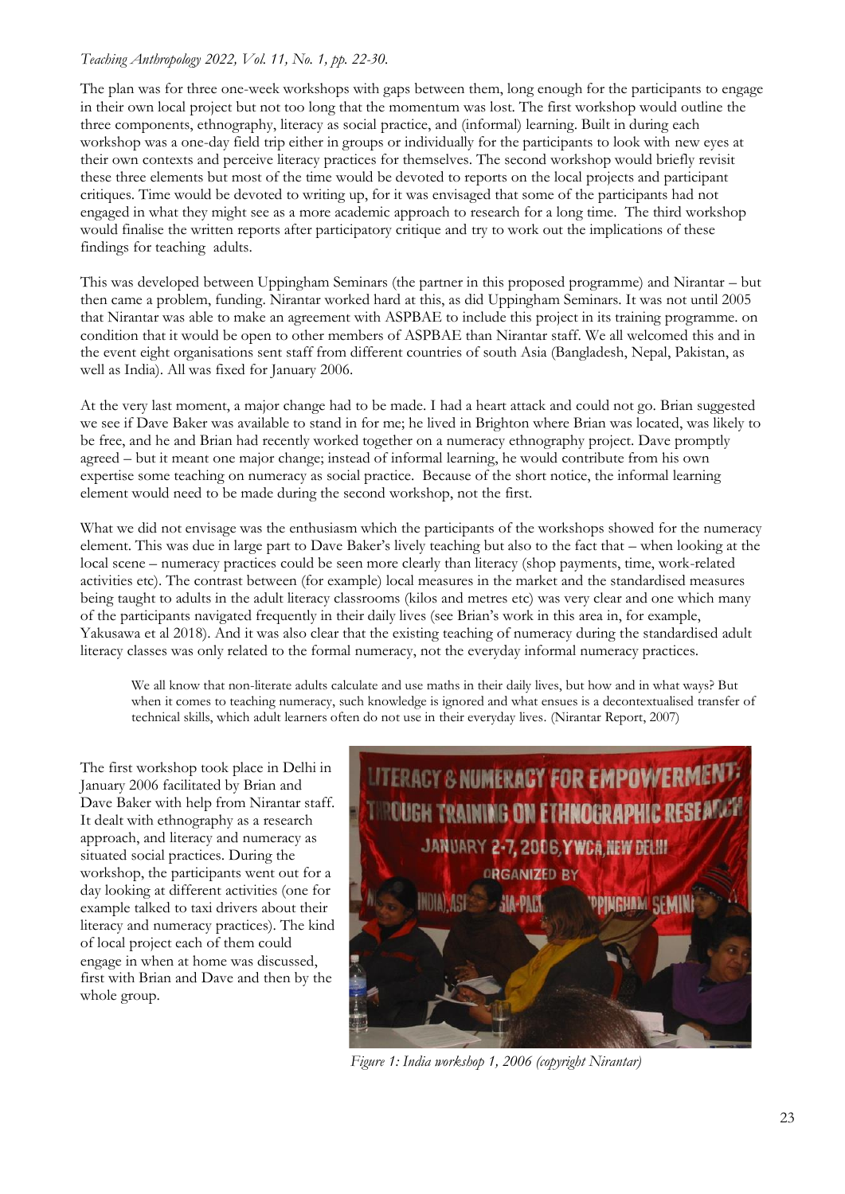The plan was for three one-week workshops with gaps between them, long enough for the participants to engage in their own local project but not too long that the momentum was lost. The first workshop would outline the three components, ethnography, literacy as social practice, and (informal) learning. Built in during each workshop was a one-day field trip either in groups or individually for the participants to look with new eyes at their own contexts and perceive literacy practices for themselves. The second workshop would briefly revisit these three elements but most of the time would be devoted to reports on the local projects and participant critiques. Time would be devoted to writing up, for it was envisaged that some of the participants had not engaged in what they might see as a more academic approach to research for a long time. The third workshop would finalise the written reports after participatory critique and try to work out the implications of these findings for teaching adults.

This was developed between Uppingham Seminars (the partner in this proposed programme) and Nirantar – but then came a problem, funding. Nirantar worked hard at this, as did Uppingham Seminars. It was not until 2005 that Nirantar was able to make an agreement with ASPBAE to include this project in its training programme. on condition that it would be open to other members of ASPBAE than Nirantar staff. We all welcomed this and in the event eight organisations sent staff from different countries of south Asia (Bangladesh, Nepal, Pakistan, as well as India). All was fixed for January 2006.

At the very last moment, a major change had to be made. I had a heart attack and could not go. Brian suggested we see if Dave Baker was available to stand in for me; he lived in Brighton where Brian was located, was likely to be free, and he and Brian had recently worked together on a numeracy ethnography project. Dave promptly agreed – but it meant one major change; instead of informal learning, he would contribute from his own expertise some teaching on numeracy as social practice. Because of the short notice, the informal learning element would need to be made during the second workshop, not the first.

What we did not envisage was the enthusiasm which the participants of the workshops showed for the numeracy element. This was due in large part to Dave Baker's lively teaching but also to the fact that – when looking at the local scene – numeracy practices could be seen more clearly than literacy (shop payments, time, work-related activities etc). The contrast between (for example) local measures in the market and the standardised measures being taught to adults in the adult literacy classrooms (kilos and metres etc) was very clear and one which many of the participants navigated frequently in their daily lives (see Brian's work in this area in, for example, Yakusawa et al 2018). And it was also clear that the existing teaching of numeracy during the standardised adult literacy classes was only related to the formal numeracy, not the everyday informal numeracy practices.

> We all know that non-literate adults calculate and use maths in their daily lives, but how and in what ways? But when it comes to teaching numeracy, such knowledge is ignored and what ensues is a decontextualised transfer of technical skills, which adult learners often do not use in their everyday lives. (Nirantar Report, 2007)

The first workshop took place in Delhi in January 2006 facilitated by Brian and Dave Baker with help from Nirantar staff. It dealt with ethnography as a research approach, and literacy and numeracy as situated social practices. During the workshop, the participants went out for a day looking at different activities (one for example talked to taxi drivers about their literacy and numeracy practices). The kind of local project each of them could engage in when at home was discussed, first with Brian and Dave and then by the whole group.

*Figure 1: India workshop 1, 2006 (copyright Nirantar)*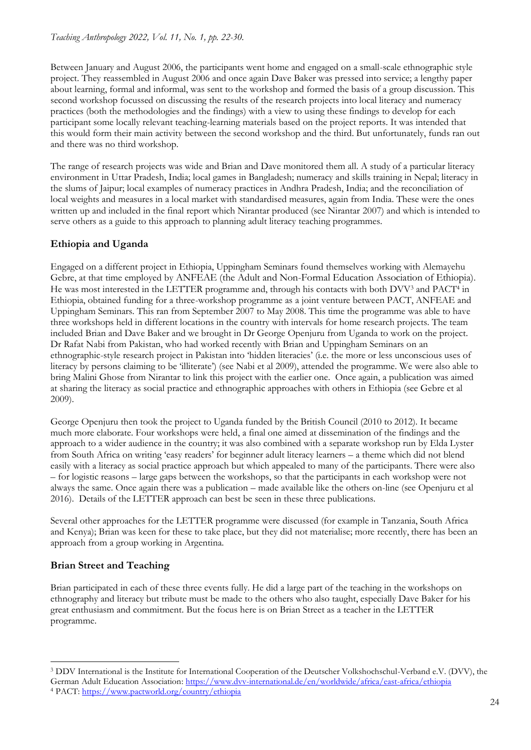Between January and August 2006, the participants went home and engaged on a small-scale ethnographic style project. They reassembled in August 2006 and once again Dave Baker was pressed into service; a lengthy paper about learning, formal and informal, was sent to the workshop and formed the basis of a group discussion. This second workshop focussed on discussing the results of the research projects into local literacy and numeracy practices (both the methodologies and the findings) with a view to using these findings to develop for each participant some locally relevant teaching-learning materials based on the project reports. It was intended that this would form their main activity between the second workshop and the third. But unfortunately, funds ran out and there was no third workshop.

The range of research projects was wide and Brian and Dave monitored them all. A study of a particular literacy environment in Uttar Pradesh, India; local games in Bangladesh; numeracy and skills training in Nepal; literacy in the slums of Jaipur; local examples of numeracy practices in Andhra Pradesh, India; and the reconciliation of local weights and measures in a local market with standardised measures, again from India. These were the ones written up and included in the final report which Nirantar produced (see Nirantar 2007) and which is intended to serve others as a guide to this approach to planning adult literacy teaching programmes.

## Ethiopia and Uganda

Engaged on a different project in Ethiopia, Uppingham Seminars found themselves working with Alemayehu Gebre, at that time employed by ANFEAE (the Adult and Non-Formal Education Association of Ethiopia). He was most interested in the LETTER programme and, through his contacts with both DVV[3] and PACT[4] in Ethiopia, obtained funding for a three-workshop programme as a joint venture between PACT, ANFEAE and Uppingham Seminars. This ran from September 2007 to May 2008. This time the programme was able to have three workshops held in different locations in the country with intervals for home research projects. The team included Brian and Dave Baker and we brought in Dr George Openjuru from Uganda to work on the project. Dr Rafat Nabi from Pakistan, who had worked recently with Brian and Uppingham Seminars on an ethnographic-style research project in Pakistan into 'hidden literacies' (i.e. the more or less unconscious uses of literacy by persons claiming to be 'illiterate') (see Nabi et al 2009), attended the programme. We were also able to bring Malini Ghose from Nirantar to link this project with the earlier one. Once again, a publication was aimed at sharing the literacy as social practice and ethnographic approaches with others in Ethiopia (see Gebre et al 2009).

George Openjuru then took the project to Uganda funded by the British Council (2010 to 2012). It became much more elaborate. Four workshops were held, a final one aimed at dissemination of the findings and the approach to a wider audience in the country; it was also combined with a separate workshop run by Elda Lyster from South Africa on writing 'easy readers' for beginner adult literacy learners – a theme which did not blend easily with a literacy as social practice approach but which appealed to many of the participants. There were also – for logistic reasons – large gaps between the workshops, so that the participants in each workshop were not always the same. Once again there was a publication – made available like the others on-line (see Openjuru et al 2016). Details of the LETTER approach can best be seen in these three publications.

Several other approaches for the LETTER programme were discussed (for example in Tanzania, South Africa and Kenya); Brian was keen for these to take place, but they did not materialise; more recently, there has been an approach from a group working in Argentina.

## Brian Street and Teaching

Brian participated in each of these three events fully. He did a large part of the teaching in the workshops on ethnography and literacy but tribute must be made to the others who also taught, especially Dave Baker for his great enthusiasm and commitment. But the focus here is on Brian Street as a teacher in the LETTER programme.

---

[3] DDV International is the Institute for International Cooperation of the Deutscher Volkshochschul-Verband e.V. (DVV), the German Adult Education Association: https://www.dvv-international.de/en/worldwide/africa/east-africa/ethiopia

[4] PACT: https://www.pactworld.org/country/ethiopia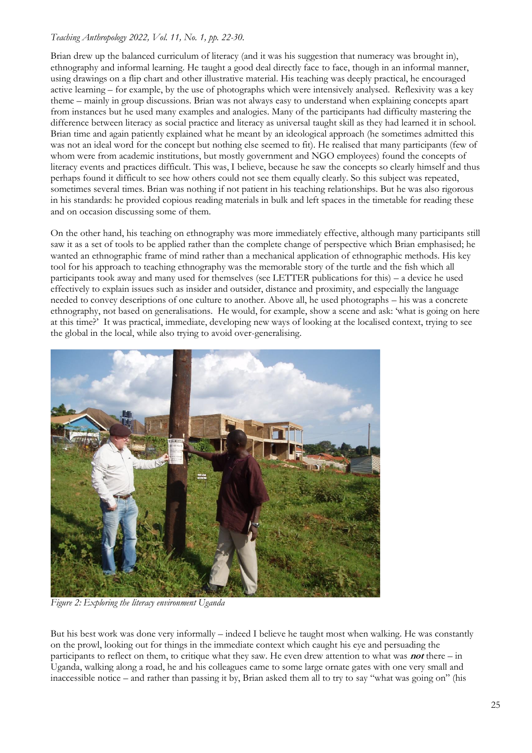Brian drew up the balanced curriculum of literacy (and it was his suggestion that numeracy was brought in), ethnography and informal learning. He taught a good deal directly face to face, though in an informal manner, using drawings on a flip chart and other illustrative material. His teaching was deeply practical, he encouraged active learning – for example, by the use of photographs which were intensively analysed. Reflexivity was a key theme – mainly in group discussions. Brian was not always easy to understand when explaining concepts apart from instances but he used many examples and analogies. Many of the participants had difficulty mastering the difference between literacy as social practice and literacy as universal taught skill as they had learned it in school. Brian time and again patiently explained what he meant by an ideological approach (he sometimes admitted this was not an ideal word for the concept but nothing else seemed to fit). He realised that many participants (few of whom were from academic institutions, but mostly government and NGO employees) found the concepts of literacy events and practices difficult. This was, I believe, because he saw the concepts so clearly himself and thus perhaps found it difficult to see how others could not see them equally clearly. So this subject was repeated, sometimes several times. Brian was nothing if not patient in his teaching relationships. But he was also rigorous in his standards: he provided copious reading materials in bulk and left spaces in the timetable for reading these and on occasion discussing some of them.

On the other hand, his teaching on ethnography was more immediately effective, although many participants still saw it as a set of tools to be applied rather than the complete change of perspective which Brian emphasised; he wanted an ethnographic frame of mind rather than a mechanical application of ethnographic methods. His key tool for his approach to teaching ethnography was the memorable story of the turtle and the fish which all participants took away and many used for themselves (see LETTER publications for this) – a device he used effectively to explain issues such as insider and outsider, distance and proximity, and especially the language needed to convey descriptions of one culture to another. Above all, he used photographs – his was a concrete ethnography, not based on generalisations. He would, for example, show a scene and ask: 'what is going on here at this time?' It was practical, immediate, developing new ways of looking at the localised context, trying to see the global in the local, while also trying to avoid over-generalising.

*Figure 2: Exploring the literacy environment Uganda*

But his best work was done very informally – indeed I believe he taught most when walking. He was constantly on the prowl, looking out for things in the immediate context which caught his eye and persuading the participants to reflect on them, to critique what they saw. He even drew attention to what was ***not*** there – in Uganda, walking along a road, he and his colleagues came to some large ornate gates with one very small and inaccessible notice – and rather than passing it by, Brian asked them all to try to say "what was going on" (his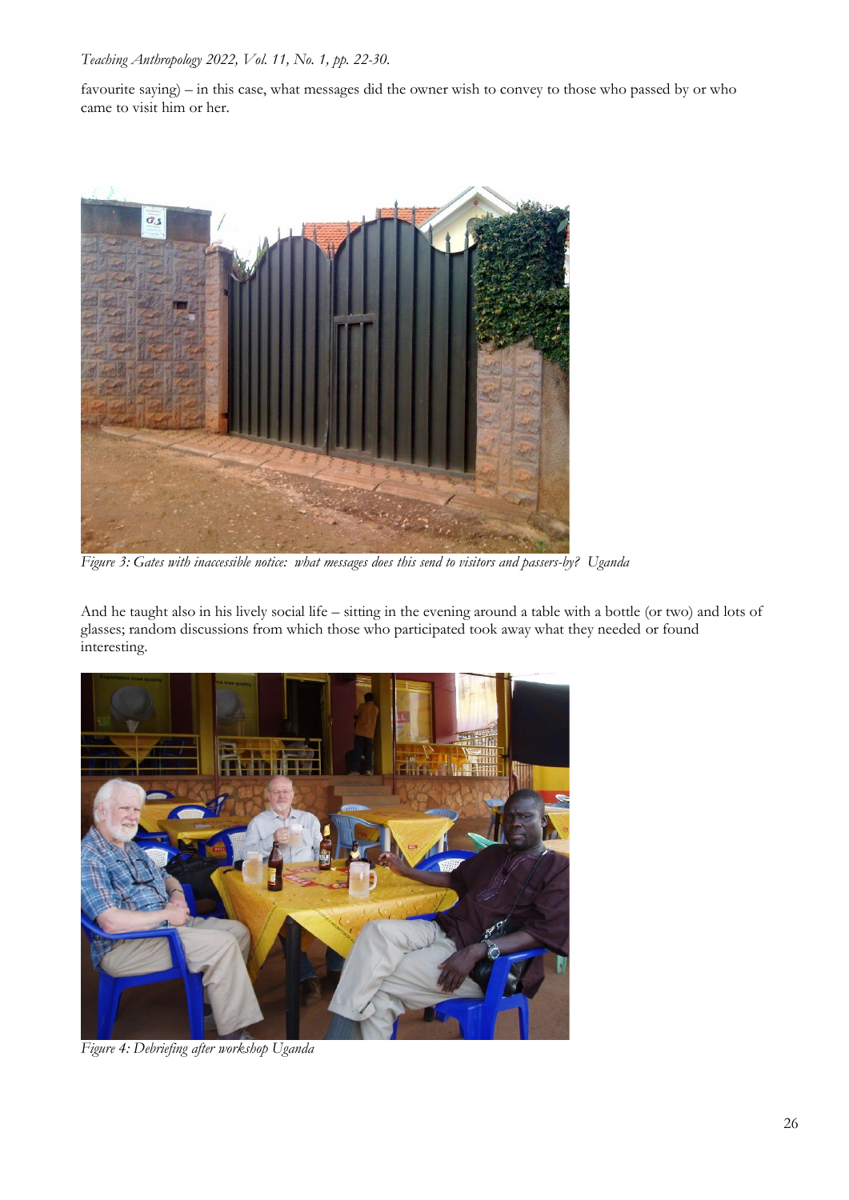favourite saying) – in this case, what messages did the owner wish to convey to those who passed by or who came to visit him or her.

*Figure 3: Gates with inaccessible notice: what messages does this send to visitors and passers-by? Uganda*

And he taught also in his lively social life – sitting in the evening around a table with a bottle (or two) and lots of glasses; random discussions from which those who participated took away what they needed or found interesting.

*Figure 4: Debriefing after workshop Uganda*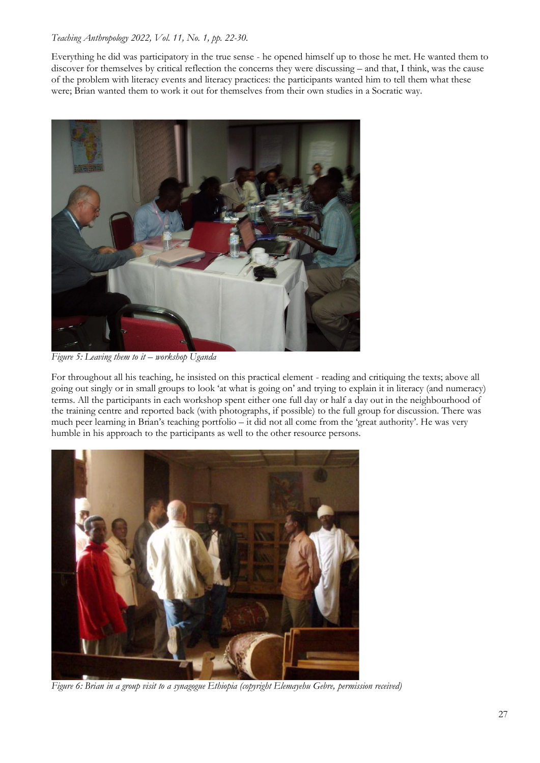Everything he did was participatory in the true sense - he opened himself up to those he met. He wanted them to discover for themselves by critical reflection the concerns they were discussing – and that, I think, was the cause of the problem with literacy events and literacy practices: the participants wanted him to tell them what these were; Brian wanted them to work it out for themselves from their own studies in a Socratic way.

*Figure 5: Leaving them to it – workshop Uganda*

For throughout all his teaching, he insisted on this practical element - reading and critiquing the texts; above all going out singly or in small groups to look 'at what is going on' and trying to explain it in literacy (and numeracy) terms. All the participants in each workshop spent either one full day or half a day out in the neighbourhood of the training centre and reported back (with photographs, if possible) to the full group for discussion. There was much peer learning in Brian's teaching portfolio – it did not all come from the 'great authority'. He was very humble in his approach to the participants as well to the other resource persons.

*Figure 6: Brian in a group visit to a synagogue Ethiopia (copyright Elemayehu Gebre, permission received)*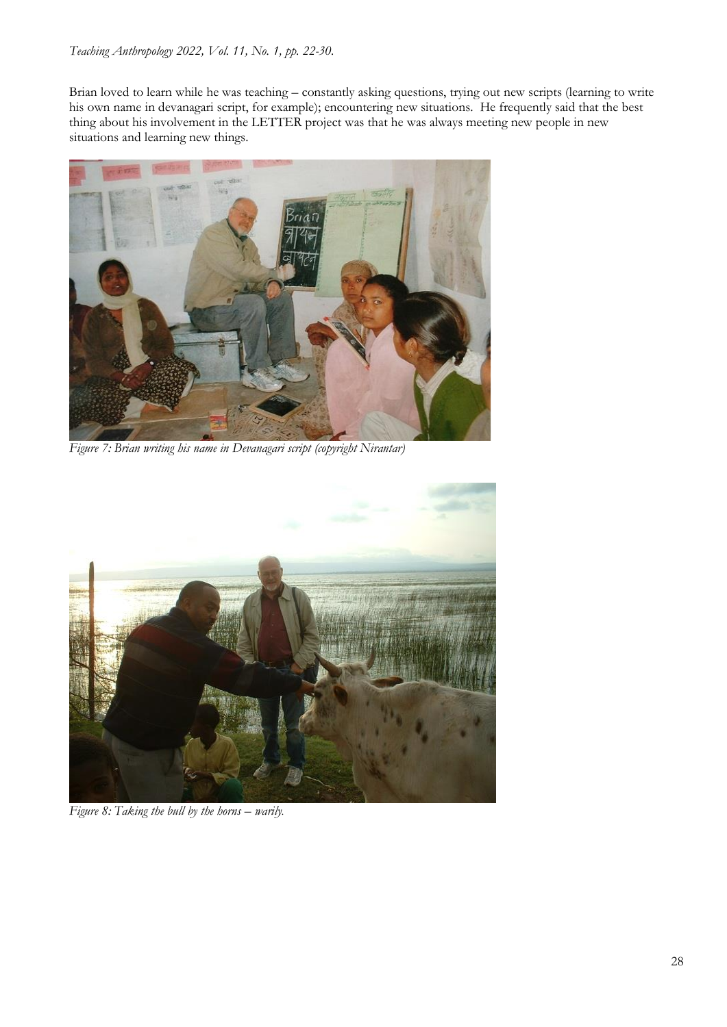Brian loved to learn while he was teaching – constantly asking questions, trying out new scripts (learning to write his own name in devanagari script, for example); encountering new situations. He frequently said that the best thing about his involvement in the LETTER project was that he was always meeting new people in new situations and learning new things.

*Figure 7: Brian writing his name in Devanagari script (copyright Nirantar)*

*Figure 8: Taking the bull by the horns – warily.*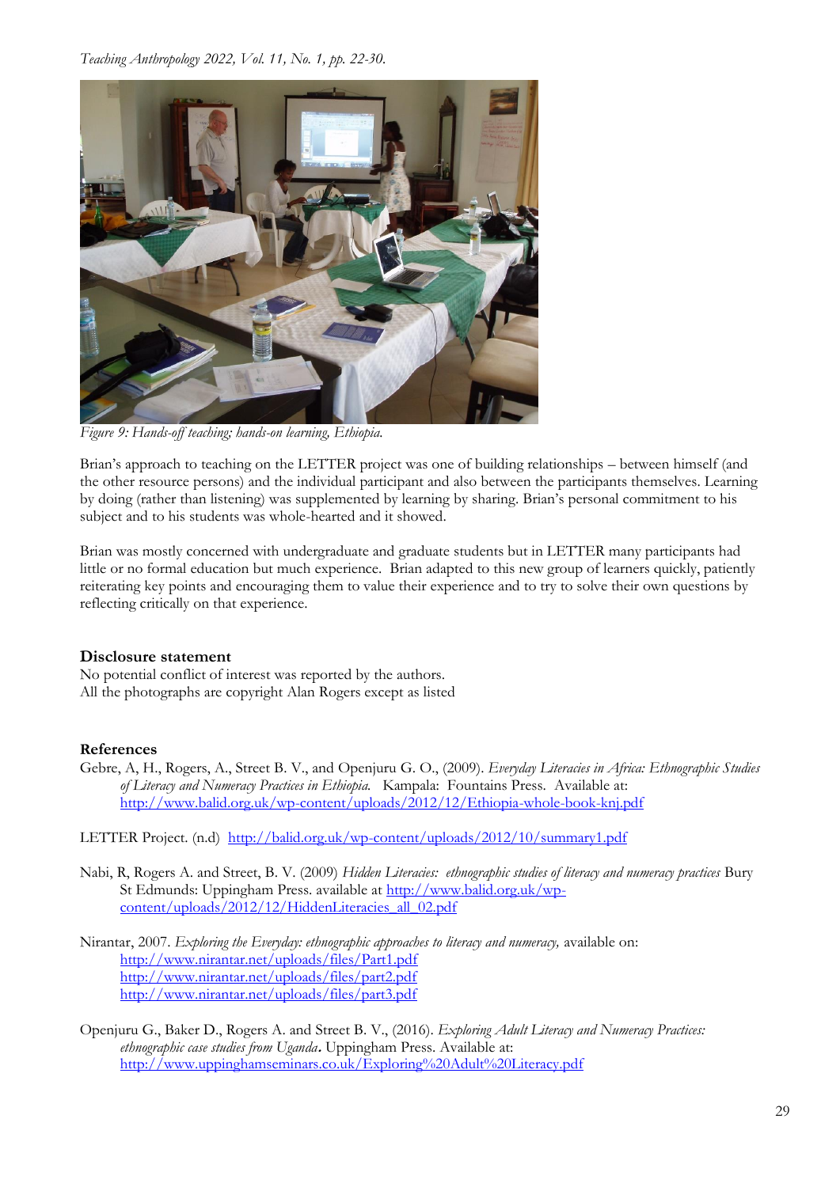*Figure 9: Hands-off teaching; hands-on learning, Ethiopia.*

Brian's approach to teaching on the LETTER project was one of building relationships – between himself (and the other resource persons) and the individual participant and also between the participants themselves. Learning by doing (rather than listening) was supplemented by learning by sharing. Brian's personal commitment to his subject and to his students was whole-hearted and it showed.

Brian was mostly concerned with undergraduate and graduate students but in LETTER many participants had little or no formal education but much experience. Brian adapted to this new group of learners quickly, patiently reiterating key points and encouraging them to value their experience and to try to solve their own questions by reflecting critically on that experience.

## Disclosure statement

No potential conflict of interest was reported by the authors.
All the photographs are copyright Alan Rogers except as listed

## References

Gebre, A, H., Rogers, A., Street B. V., and Openjuru G. O., (2009). *Everyday Literacies in Africa: Ethnographic Studies of Literacy and Numeracy Practices in Ethiopia.* Kampala: Fountains Press. Available at: http://www.balid.org.uk/wp-content/uploads/2012/12/Ethiopia-whole-book-knj.pdf

LETTER Project. (n.d) http://balid.org.uk/wp-content/uploads/2012/10/summary1.pdf

Nabi, R, Rogers A. and Street, B. V. (2009) *Hidden Literacies: ethnographic studies of literacy and numeracy practices* Bury St Edmunds: Uppingham Press. available at http://www.balid.org.uk/wp-content/uploads/2012/12/HiddenLiteracies_all_02.pdf

Nirantar, 2007. *Exploring the Everyday: ethnographic approaches to literacy and numeracy,* available on:
http://www.nirantar.net/uploads/files/Part1.pdf
http://www.nirantar.net/uploads/files/part2.pdf
http://www.nirantar.net/uploads/files/part3.pdf

Openjuru G., Baker D., Rogers A. and Street B. V., (2016). *Exploring Adult Literacy and Numeracy Practices: ethnographic case studies from Uganda***.** Uppingham Press. Available at: http://www.uppinghamseminars.co.uk/Exploring%20Adult%20Literacy.pdf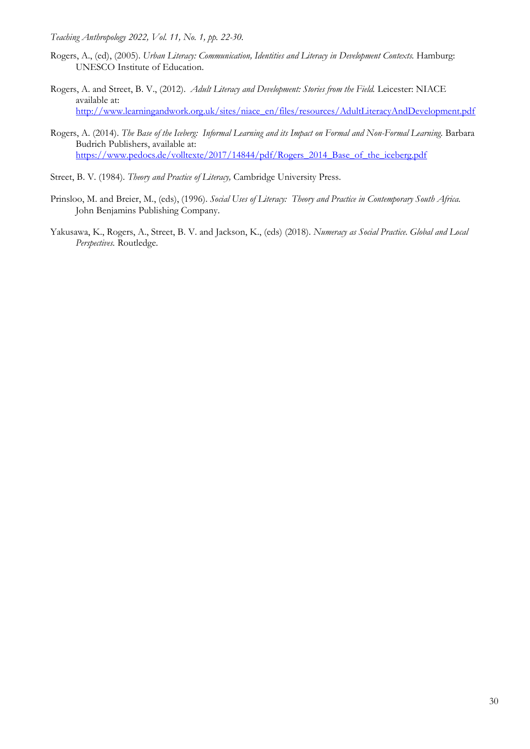Rogers, A., (ed), (2005). *Urban Literacy: Communication, Identities and Literacy in Development Contexts.* Hamburg: UNESCO Institute of Education.

Rogers, A. and Street, B. V., (2012). *Adult Literacy and Development: Stories from the Field.* Leicester: NIACE available at: http://www.learningandwork.org.uk/sites/niace_en/files/resources/AdultLiteracyAndDevelopment.pdf

Rogers, A. (2014). *The Base of the Iceberg: Informal Learning and its Impact on Formal and Non-Formal Learning.* Barbara Budrich Publishers, available at: https://www.pedocs.de/volltexte/2017/14844/pdf/Rogers_2014_Base_of_the_iceberg.pdf

Street, B. V. (1984). *Theory and Practice of Literacy,* Cambridge University Press.

Prinsloo, M. and Breier, M., (eds), (1996). *Social Uses of Literacy: Theory and Practice in Contemporary South Africa.* John Benjamins Publishing Company.

Yakusawa, K., Rogers, A., Street, B. V. and Jackson, K., (eds) (2018). *Numeracy as Social Practice. Global and Local Perspectives.* Routledge.